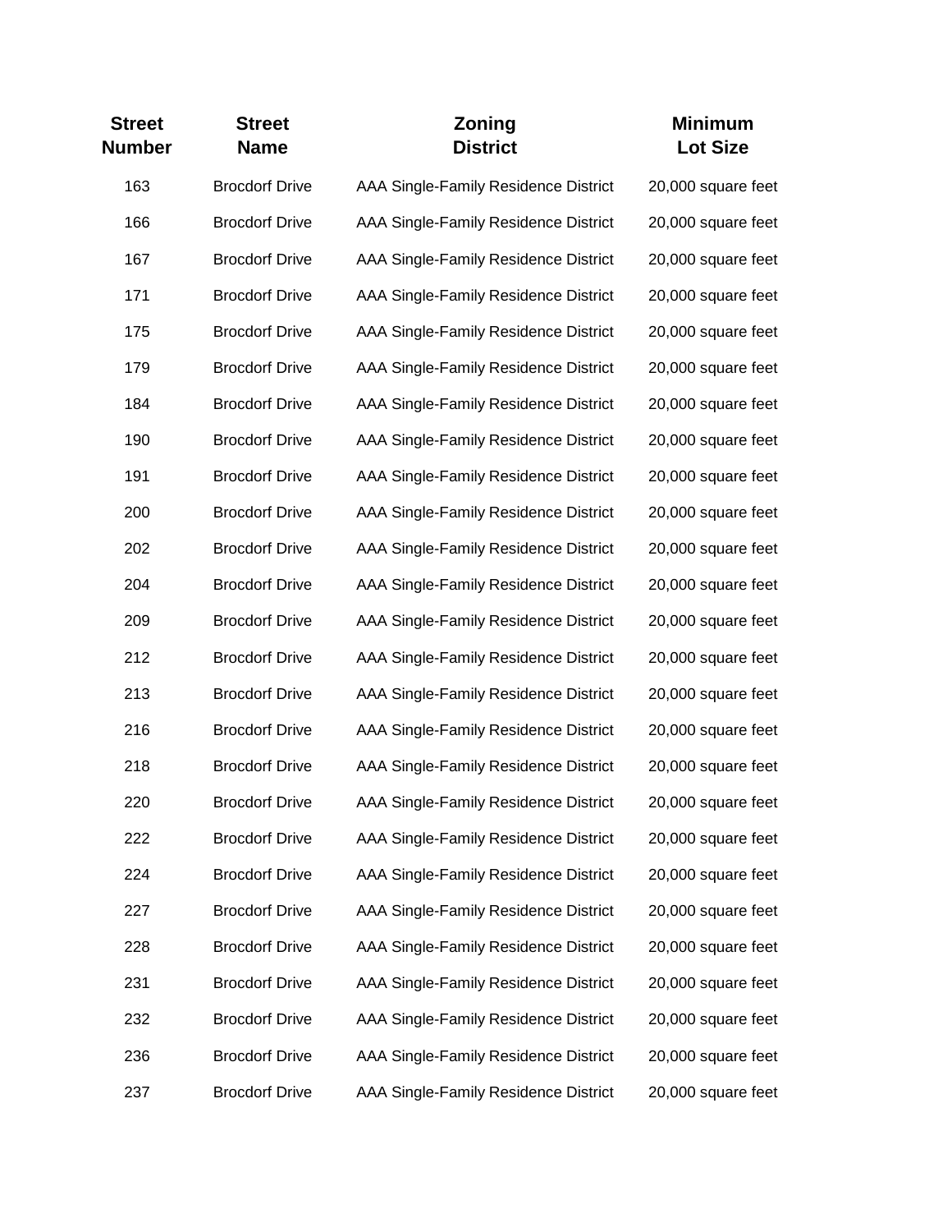| Street Number | Street Name | Zoning District | Minimum Lot Size |
|---|---|---|---|
| 163 | Brocdorf Drive | AAA Single-Family Residence District | 20,000 square feet |
| 166 | Brocdorf Drive | AAA Single-Family Residence District | 20,000 square feet |
| 167 | Brocdorf Drive | AAA Single-Family Residence District | 20,000 square feet |
| 171 | Brocdorf Drive | AAA Single-Family Residence District | 20,000 square feet |
| 175 | Brocdorf Drive | AAA Single-Family Residence District | 20,000 square feet |
| 179 | Brocdorf Drive | AAA Single-Family Residence District | 20,000 square feet |
| 184 | Brocdorf Drive | AAA Single-Family Residence District | 20,000 square feet |
| 190 | Brocdorf Drive | AAA Single-Family Residence District | 20,000 square feet |
| 191 | Brocdorf Drive | AAA Single-Family Residence District | 20,000 square feet |
| 200 | Brocdorf Drive | AAA Single-Family Residence District | 20,000 square feet |
| 202 | Brocdorf Drive | AAA Single-Family Residence District | 20,000 square feet |
| 204 | Brocdorf Drive | AAA Single-Family Residence District | 20,000 square feet |
| 209 | Brocdorf Drive | AAA Single-Family Residence District | 20,000 square feet |
| 212 | Brocdorf Drive | AAA Single-Family Residence District | 20,000 square feet |
| 213 | Brocdorf Drive | AAA Single-Family Residence District | 20,000 square feet |
| 216 | Brocdorf Drive | AAA Single-Family Residence District | 20,000 square feet |
| 218 | Brocdorf Drive | AAA Single-Family Residence District | 20,000 square feet |
| 220 | Brocdorf Drive | AAA Single-Family Residence District | 20,000 square feet |
| 222 | Brocdorf Drive | AAA Single-Family Residence District | 20,000 square feet |
| 224 | Brocdorf Drive | AAA Single-Family Residence District | 20,000 square feet |
| 227 | Brocdorf Drive | AAA Single-Family Residence District | 20,000 square feet |
| 228 | Brocdorf Drive | AAA Single-Family Residence District | 20,000 square feet |
| 231 | Brocdorf Drive | AAA Single-Family Residence District | 20,000 square feet |
| 232 | Brocdorf Drive | AAA Single-Family Residence District | 20,000 square feet |
| 236 | Brocdorf Drive | AAA Single-Family Residence District | 20,000 square feet |
| 237 | Brocdorf Drive | AAA Single-Family Residence District | 20,000 square feet |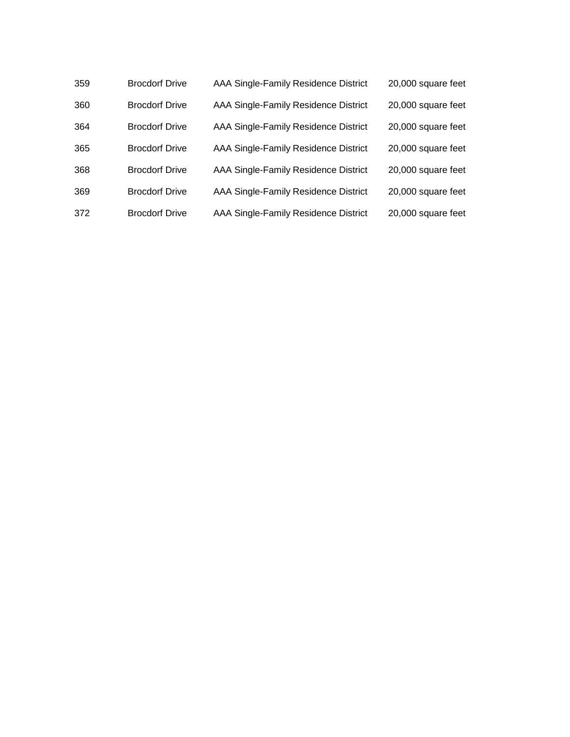| | | | |
|---|---|---|---|
| 359 | Brocdorf Drive | AAA Single-Family Residence District | 20,000 square feet |
| 360 | Brocdorf Drive | AAA Single-Family Residence District | 20,000 square feet |
| 364 | Brocdorf Drive | AAA Single-Family Residence District | 20,000 square feet |
| 365 | Brocdorf Drive | AAA Single-Family Residence District | 20,000 square feet |
| 368 | Brocdorf Drive | AAA Single-Family Residence District | 20,000 square feet |
| 369 | Brocdorf Drive | AAA Single-Family Residence District | 20,000 square feet |
| 372 | Brocdorf Drive | AAA Single-Family Residence District | 20,000 square feet |